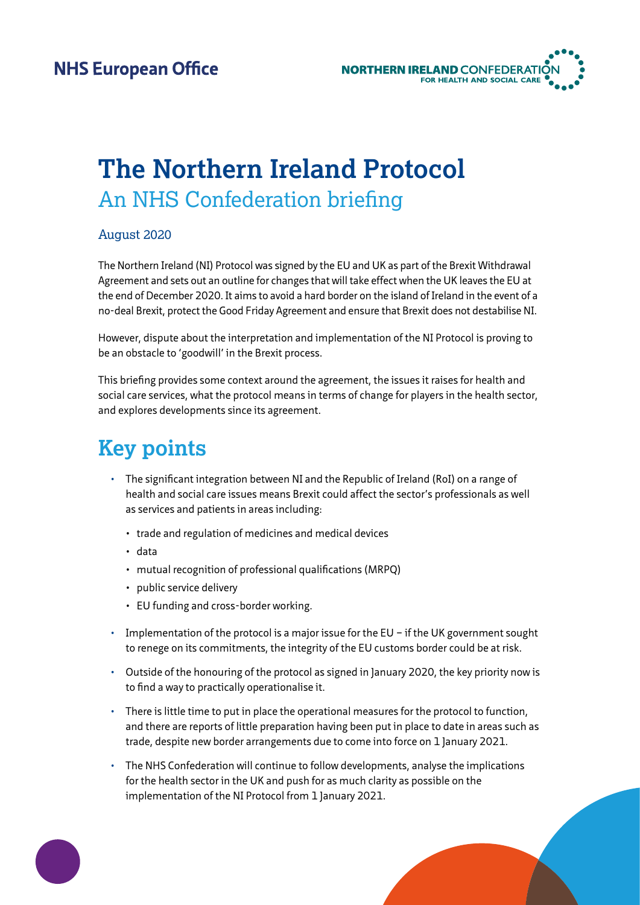NHS European Office

NORTHERN IRELAND CONFEDERATION FOR HEALTH AND SOCIAL CARE

# The Northern Ireland Protocol

## An NHS Confederation briefing

August 2020

The Northern Ireland (NI) Protocol was signed by the EU and UK as part of the Brexit Withdrawal Agreement and sets out an outline for changes that will take effect when the UK leaves the EU at the end of December 2020. It aims to avoid a hard border on the island of Ireland in the event of a no-deal Brexit, protect the Good Friday Agreement and ensure that Brexit does not destabilise NI.

However, dispute about the interpretation and implementation of the NI Protocol is proving to be an obstacle to 'goodwill' in the Brexit process.

This briefing provides some context around the agreement, the issues it raises for health and social care services, what the protocol means in terms of change for players in the health sector, and explores developments since its agreement.

## Key points

- The significant integration between NI and the Republic of Ireland (RoI) on a range of health and social care issues means Brexit could affect the sector's professionals as well as services and patients in areas including:
  - trade and regulation of medicines and medical devices
  - data
  - mutual recognition of professional qualifications (MRPQ)
  - public service delivery
  - EU funding and cross-border working.
- Implementation of the protocol is a major issue for the EU – if the UK government sought to renege on its commitments, the integrity of the EU customs border could be at risk.
- Outside of the honouring of the protocol as signed in January 2020, the key priority now is to find a way to practically operationalise it.
- There is little time to put in place the operational measures for the protocol to function, and there are reports of little preparation having been put in place to date in areas such as trade, despite new border arrangements due to come into force on 1 January 2021.
- The NHS Confederation will continue to follow developments, analyse the implications for the health sector in the UK and push for as much clarity as possible on the implementation of the NI Protocol from 1 January 2021.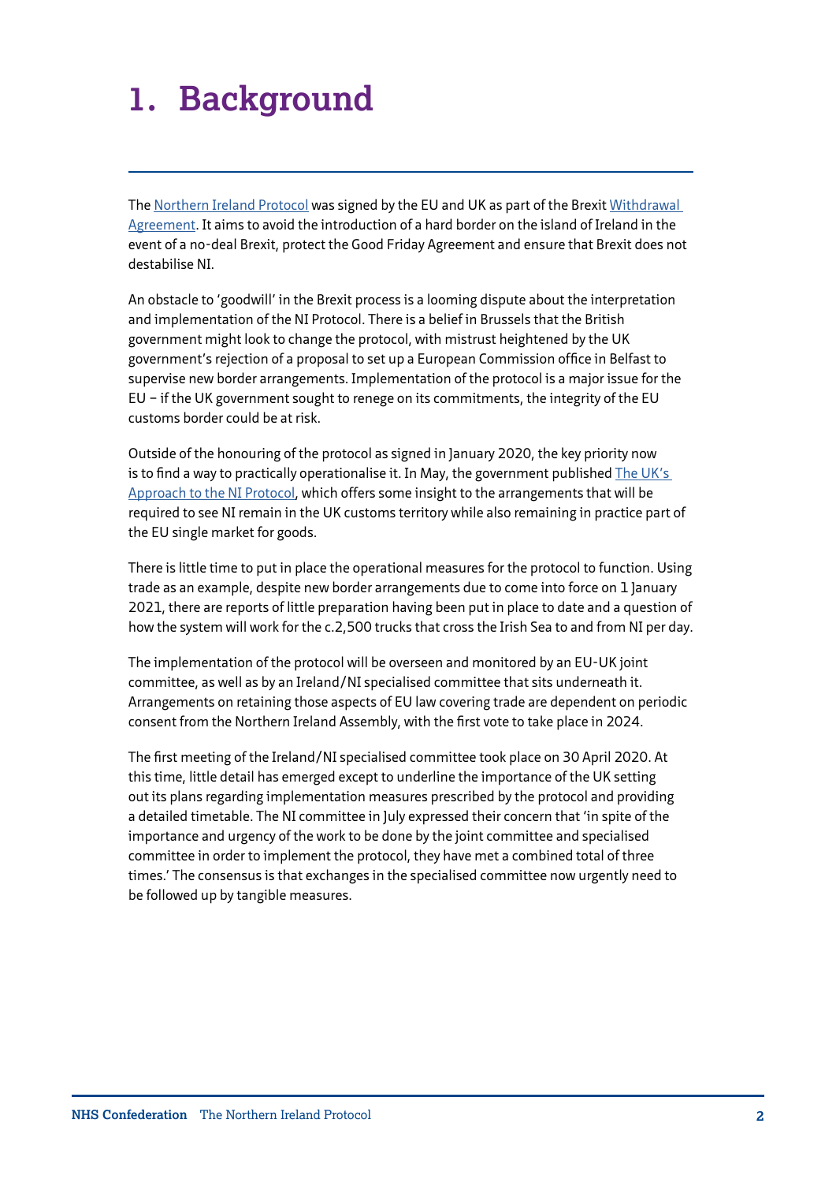# 1. Background

The Northern Ireland Protocol was signed by the EU and UK as part of the Brexit Withdrawal Agreement. It aims to avoid the introduction of a hard border on the island of Ireland in the event of a no-deal Brexit, protect the Good Friday Agreement and ensure that Brexit does not destabilise NI.

An obstacle to 'goodwill' in the Brexit process is a looming dispute about the interpretation and implementation of the NI Protocol. There is a belief in Brussels that the British government might look to change the protocol, with mistrust heightened by the UK government's rejection of a proposal to set up a European Commission office in Belfast to supervise new border arrangements. Implementation of the protocol is a major issue for the EU – if the UK government sought to renege on its commitments, the integrity of the EU customs border could be at risk.

Outside of the honouring of the protocol as signed in January 2020, the key priority now is to find a way to practically operationalise it. In May, the government published The UK's Approach to the NI Protocol, which offers some insight to the arrangements that will be required to see NI remain in the UK customs territory while also remaining in practice part of the EU single market for goods.

There is little time to put in place the operational measures for the protocol to function. Using trade as an example, despite new border arrangements due to come into force on 1 January 2021, there are reports of little preparation having been put in place to date and a question of how the system will work for the c.2,500 trucks that cross the Irish Sea to and from NI per day.

The implementation of the protocol will be overseen and monitored by an EU-UK joint committee, as well as by an Ireland/NI specialised committee that sits underneath it. Arrangements on retaining those aspects of EU law covering trade are dependent on periodic consent from the Northern Ireland Assembly, with the first vote to take place in 2024.

The first meeting of the Ireland/NI specialised committee took place on 30 April 2020. At this time, little detail has emerged except to underline the importance of the UK setting out its plans regarding implementation measures prescribed by the protocol and providing a detailed timetable. The NI committee in July expressed their concern that 'in spite of the importance and urgency of the work to be done by the joint committee and specialised committee in order to implement the protocol, they have met a combined total of three times.' The consensus is that exchanges in the specialised committee now urgently need to be followed up by tangible measures.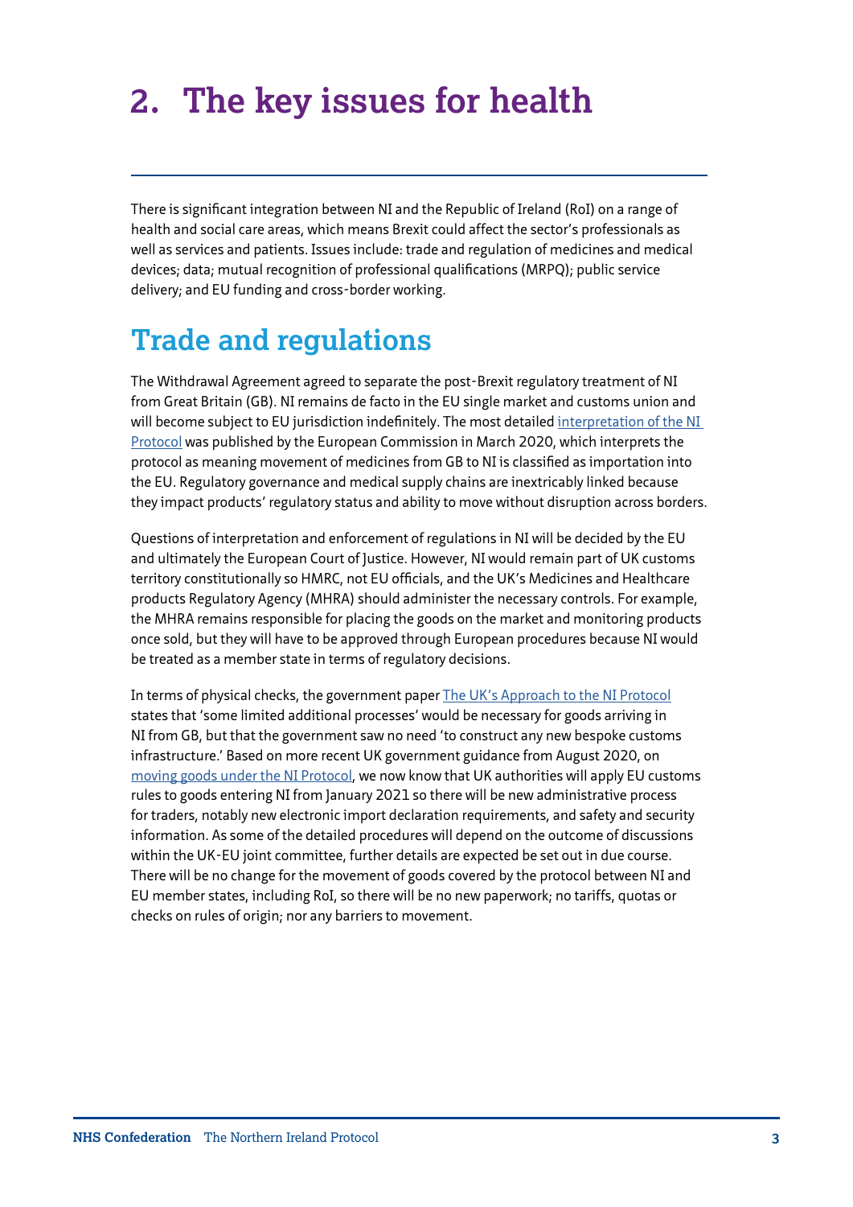# 2. The key issues for health

There is significant integration between NI and the Republic of Ireland (RoI) on a range of health and social care areas, which means Brexit could affect the sector's professionals as well as services and patients. Issues include: trade and regulation of medicines and medical devices; data; mutual recognition of professional qualifications (MRPQ); public service delivery; and EU funding and cross-border working.

## Trade and regulations

The Withdrawal Agreement agreed to separate the post-Brexit regulatory treatment of NI from Great Britain (GB). NI remains de facto in the EU single market and customs union and will become subject to EU jurisdiction indefinitely. The most detailed interpretation of the NI Protocol was published by the European Commission in March 2020, which interprets the protocol as meaning movement of medicines from GB to NI is classified as importation into the EU. Regulatory governance and medical supply chains are inextricably linked because they impact products' regulatory status and ability to move without disruption across borders.

Questions of interpretation and enforcement of regulations in NI will be decided by the EU and ultimately the European Court of Justice. However, NI would remain part of UK customs territory constitutionally so HMRC, not EU officials, and the UK's Medicines and Healthcare products Regulatory Agency (MHRA) should administer the necessary controls. For example, the MHRA remains responsible for placing the goods on the market and monitoring products once sold, but they will have to be approved through European procedures because NI would be treated as a member state in terms of regulatory decisions.

In terms of physical checks, the government paper The UK's Approach to the NI Protocol states that 'some limited additional processes' would be necessary for goods arriving in NI from GB, but that the government saw no need 'to construct any new bespoke customs infrastructure.' Based on more recent UK government guidance from August 2020, on moving goods under the NI Protocol, we now know that UK authorities will apply EU customs rules to goods entering NI from January 2021 so there will be new administrative process for traders, notably new electronic import declaration requirements, and safety and security information. As some of the detailed procedures will depend on the outcome of discussions within the UK-EU joint committee, further details are expected be set out in due course. There will be no change for the movement of goods covered by the protocol between NI and EU member states, including RoI, so there will be no new paperwork; no tariffs, quotas or checks on rules of origin; nor any barriers to movement.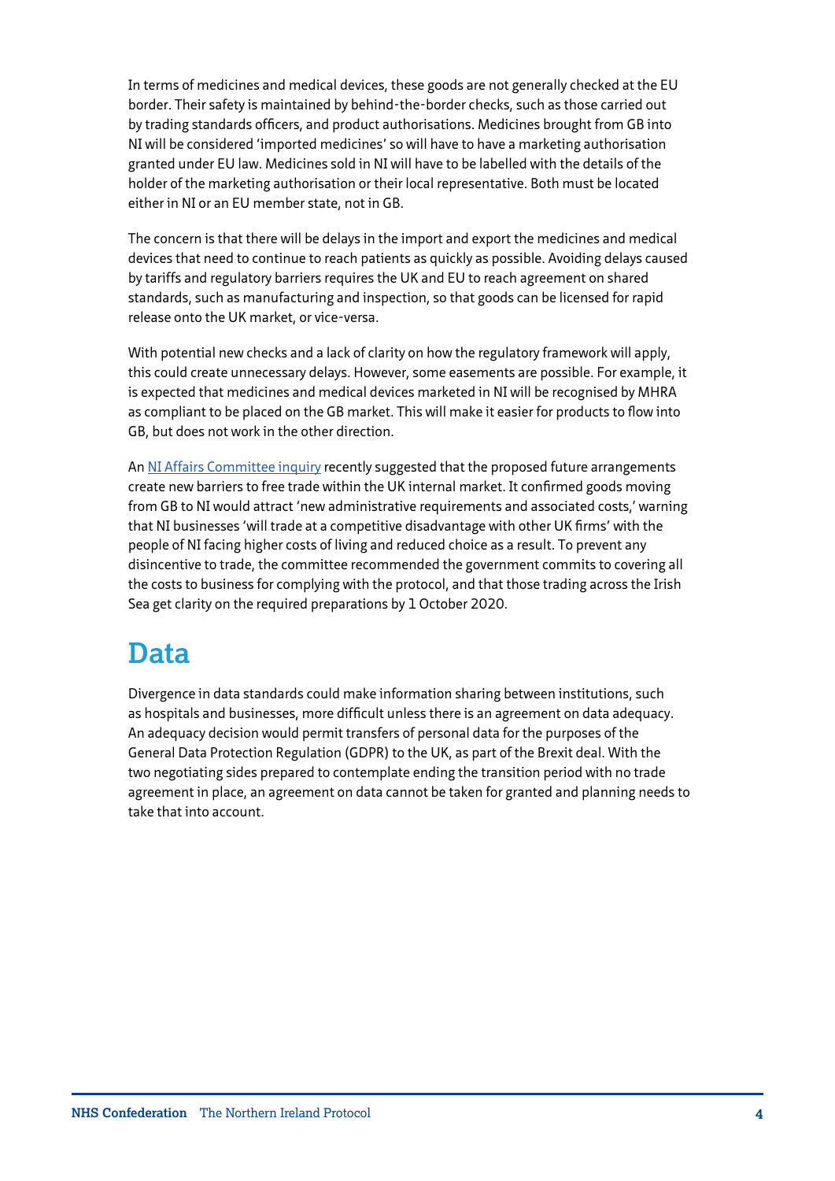In terms of medicines and medical devices, these goods are not generally checked at the EU border. Their safety is maintained by behind-the-border checks, such as those carried out by trading standards officers, and product authorisations. Medicines brought from GB into NI will be considered 'imported medicines' so will have to have a marketing authorisation granted under EU law. Medicines sold in NI will have to be labelled with the details of the holder of the marketing authorisation or their local representative. Both must be located either in NI or an EU member state, not in GB.

The concern is that there will be delays in the import and export the medicines and medical devices that need to continue to reach patients as quickly as possible. Avoiding delays caused by tariffs and regulatory barriers requires the UK and EU to reach agreement on shared standards, such as manufacturing and inspection, so that goods can be licensed for rapid release onto the UK market, or vice-versa.

With potential new checks and a lack of clarity on how the regulatory framework will apply, this could create unnecessary delays. However, some easements are possible. For example, it is expected that medicines and medical devices marketed in NI will be recognised by MHRA as compliant to be placed on the GB market. This will make it easier for products to flow into GB, but does not work in the other direction.

An NI Affairs Committee inquiry recently suggested that the proposed future arrangements create new barriers to free trade within the UK internal market. It confirmed goods moving from GB to NI would attract 'new administrative requirements and associated costs,' warning that NI businesses 'will trade at a competitive disadvantage with other UK firms' with the people of NI facing higher costs of living and reduced choice as a result. To prevent any disincentive to trade, the committee recommended the government commits to covering all the costs to business for complying with the protocol, and that those trading across the Irish Sea get clarity on the required preparations by 1 October 2020.

## Data

Divergence in data standards could make information sharing between institutions, such as hospitals and businesses, more difficult unless there is an agreement on data adequacy. An adequacy decision would permit transfers of personal data for the purposes of the General Data Protection Regulation (GDPR) to the UK, as part of the Brexit deal. With the two negotiating sides prepared to contemplate ending the transition period with no trade agreement in place, an agreement on data cannot be taken for granted and planning needs to take that into account.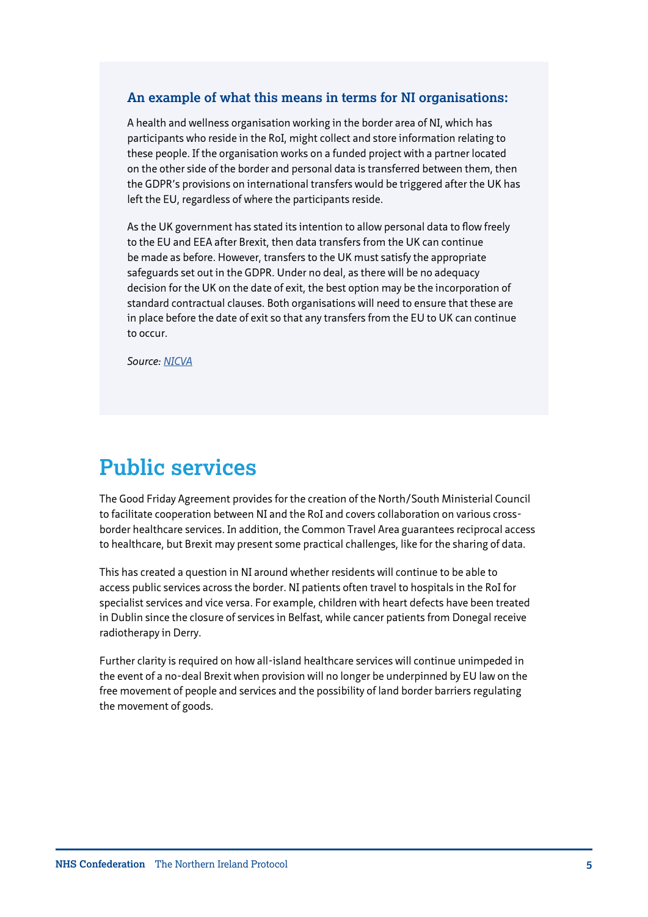### An example of what this means in terms for NI organisations:

A health and wellness organisation working in the border area of NI, which has participants who reside in the RoI, might collect and store information relating to these people. If the organisation works on a funded project with a partner located on the other side of the border and personal data is transferred between them, then the GDPR's provisions on international transfers would be triggered after the UK has left the EU, regardless of where the participants reside.

As the UK government has stated its intention to allow personal data to flow freely to the EU and EEA after Brexit, then data transfers from the UK can continue be made as before. However, transfers to the UK must satisfy the appropriate safeguards set out in the GDPR. Under no deal, as there will be no adequacy decision for the UK on the date of exit, the best option may be the incorporation of standard contractual clauses. Both organisations will need to ensure that these are in place before the date of exit so that any transfers from the EU to UK can continue to occur.

*Source: NICVA*

# Public services

The Good Friday Agreement provides for the creation of the North/South Ministerial Council to facilitate cooperation between NI and the RoI and covers collaboration on various cross-border healthcare services. In addition, the Common Travel Area guarantees reciprocal access to healthcare, but Brexit may present some practical challenges, like for the sharing of data.

This has created a question in NI around whether residents will continue to be able to access public services across the border. NI patients often travel to hospitals in the RoI for specialist services and vice versa. For example, children with heart defects have been treated in Dublin since the closure of services in Belfast, while cancer patients from Donegal receive radiotherapy in Derry.

Further clarity is required on how all-island healthcare services will continue unimpeded in the event of a no-deal Brexit when provision will no longer be underpinned by EU law on the free movement of people and services and the possibility of land border barriers regulating the movement of goods.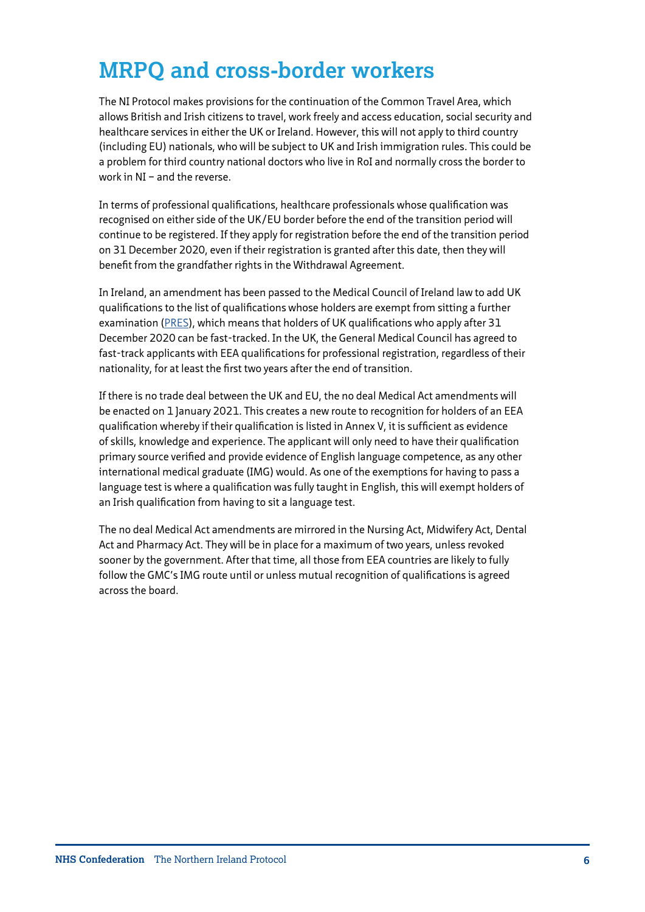# MRPQ and cross-border workers

The NI Protocol makes provisions for the continuation of the Common Travel Area, which allows British and Irish citizens to travel, work freely and access education, social security and healthcare services in either the UK or Ireland. However, this will not apply to third country (including EU) nationals, who will be subject to UK and Irish immigration rules. This could be a problem for third country national doctors who live in RoI and normally cross the border to work in NI – and the reverse.

In terms of professional qualifications, healthcare professionals whose qualification was recognised on either side of the UK/EU border before the end of the transition period will continue to be registered. If they apply for registration before the end of the transition period on 31 December 2020, even if their registration is granted after this date, then they will benefit from the grandfather rights in the Withdrawal Agreement.

In Ireland, an amendment has been passed to the Medical Council of Ireland law to add UK qualifications to the list of qualifications whose holders are exempt from sitting a further examination (PRES), which means that holders of UK qualifications who apply after 31 December 2020 can be fast-tracked. In the UK, the General Medical Council has agreed to fast-track applicants with EEA qualifications for professional registration, regardless of their nationality, for at least the first two years after the end of transition.

If there is no trade deal between the UK and EU, the no deal Medical Act amendments will be enacted on 1 January 2021. This creates a new route to recognition for holders of an EEA qualification whereby if their qualification is listed in Annex V, it is sufficient as evidence of skills, knowledge and experience. The applicant will only need to have their qualification primary source verified and provide evidence of English language competence, as any other international medical graduate (IMG) would. As one of the exemptions for having to pass a language test is where a qualification was fully taught in English, this will exempt holders of an Irish qualification from having to sit a language test.

The no deal Medical Act amendments are mirrored in the Nursing Act, Midwifery Act, Dental Act and Pharmacy Act. They will be in place for a maximum of two years, unless revoked sooner by the government. After that time, all those from EEA countries are likely to fully follow the GMC's IMG route until or unless mutual recognition of qualifications is agreed across the board.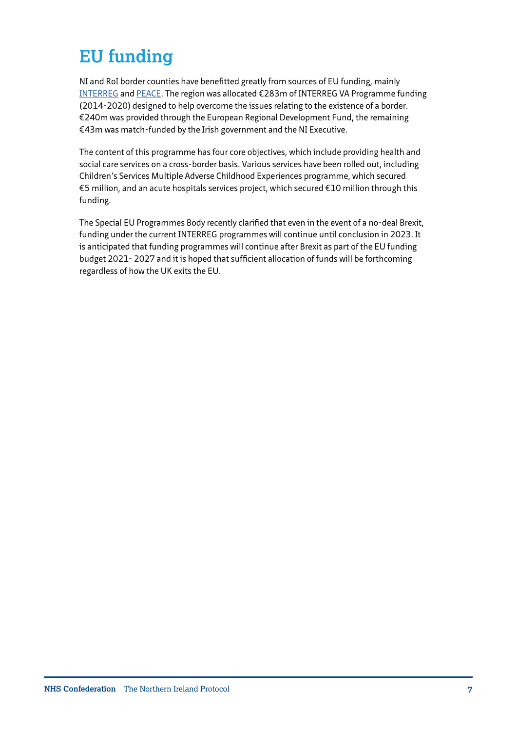# EU funding

NI and RoI border counties have benefitted greatly from sources of EU funding, mainly INTERREG and PEACE. The region was allocated €283m of INTERREG VA Programme funding (2014-2020) designed to help overcome the issues relating to the existence of a border. €240m was provided through the European Regional Development Fund, the remaining €43m was match-funded by the Irish government and the NI Executive.

The content of this programme has four core objectives, which include providing health and social care services on a cross-border basis. Various services have been rolled out, including Children's Services Multiple Adverse Childhood Experiences programme, which secured €5 million, and an acute hospitals services project, which secured €10 million through this funding.

The Special EU Programmes Body recently clarified that even in the event of a no-deal Brexit, funding under the current INTERREG programmes will continue until conclusion in 2023. It is anticipated that funding programmes will continue after Brexit as part of the EU funding budget 2021- 2027 and it is hoped that sufficient allocation of funds will be forthcoming regardless of how the UK exits the EU.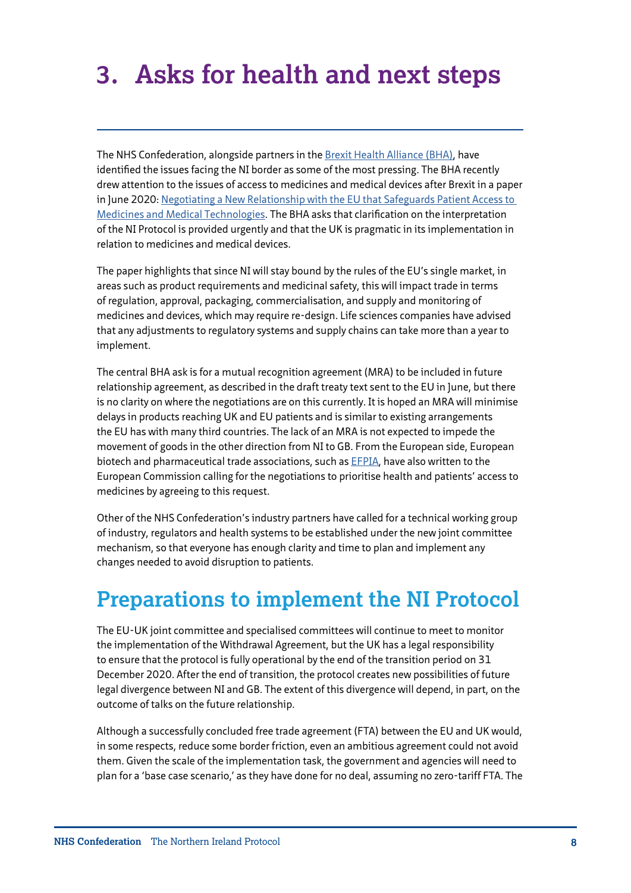# 3. Asks for health and next steps

The NHS Confederation, alongside partners in the Brexit Health Alliance (BHA), have identified the issues facing the NI border as some of the most pressing. The BHA recently drew attention to the issues of access to medicines and medical devices after Brexit in a paper in June 2020: Negotiating a New Relationship with the EU that Safeguards Patient Access to Medicines and Medical Technologies. The BHA asks that clarification on the interpretation of the NI Protocol is provided urgently and that the UK is pragmatic in its implementation in relation to medicines and medical devices.

The paper highlights that since NI will stay bound by the rules of the EU's single market, in areas such as product requirements and medicinal safety, this will impact trade in terms of regulation, approval, packaging, commercialisation, and supply and monitoring of medicines and devices, which may require re-design. Life sciences companies have advised that any adjustments to regulatory systems and supply chains can take more than a year to implement.

The central BHA ask is for a mutual recognition agreement (MRA) to be included in future relationship agreement, as described in the draft treaty text sent to the EU in June, but there is no clarity on where the negotiations are on this currently. It is hoped an MRA will minimise delays in products reaching UK and EU patients and is similar to existing arrangements the EU has with many third countries. The lack of an MRA is not expected to impede the movement of goods in the other direction from NI to GB. From the European side, European biotech and pharmaceutical trade associations, such as EFPIA, have also written to the European Commission calling for the negotiations to prioritise health and patients' access to medicines by agreeing to this request.

Other of the NHS Confederation's industry partners have called for a technical working group of industry, regulators and health systems to be established under the new joint committee mechanism, so that everyone has enough clarity and time to plan and implement any changes needed to avoid disruption to patients.

## Preparations to implement the NI Protocol

The EU-UK joint committee and specialised committees will continue to meet to monitor the implementation of the Withdrawal Agreement, but the UK has a legal responsibility to ensure that the protocol is fully operational by the end of the transition period on 31 December 2020. After the end of transition, the protocol creates new possibilities of future legal divergence between NI and GB. The extent of this divergence will depend, in part, on the outcome of talks on the future relationship.

Although a successfully concluded free trade agreement (FTA) between the EU and UK would, in some respects, reduce some border friction, even an ambitious agreement could not avoid them. Given the scale of the implementation task, the government and agencies will need to plan for a 'base case scenario,' as they have done for no deal, assuming no zero-tariff FTA. The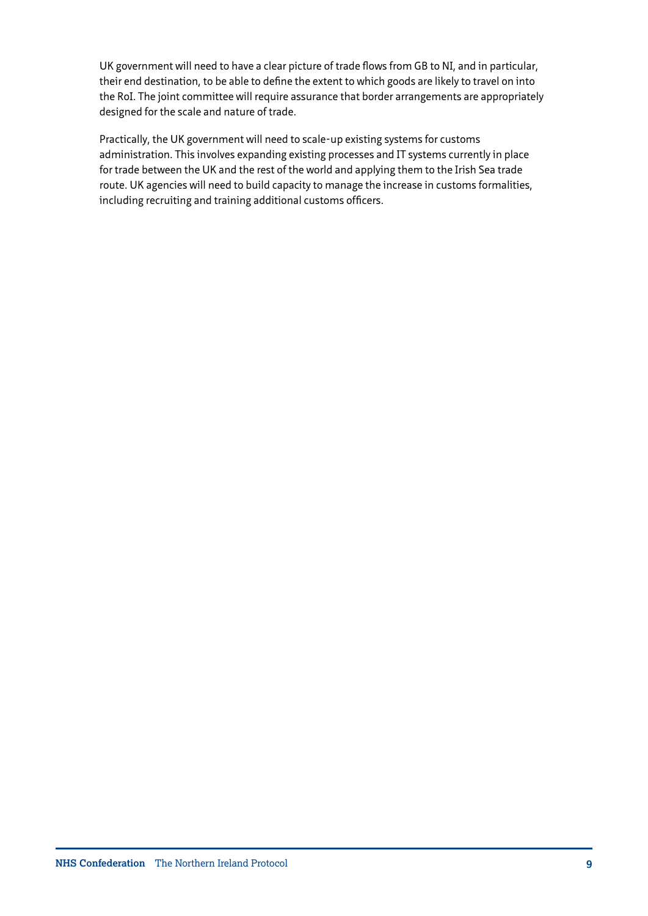UK government will need to have a clear picture of trade flows from GB to NI, and in particular, their end destination, to be able to define the extent to which goods are likely to travel on into the RoI. The joint committee will require assurance that border arrangements are appropriately designed for the scale and nature of trade.

Practically, the UK government will need to scale-up existing systems for customs administration. This involves expanding existing processes and IT systems currently in place for trade between the UK and the rest of the world and applying them to the Irish Sea trade route. UK agencies will need to build capacity to manage the increase in customs formalities, including recruiting and training additional customs officers.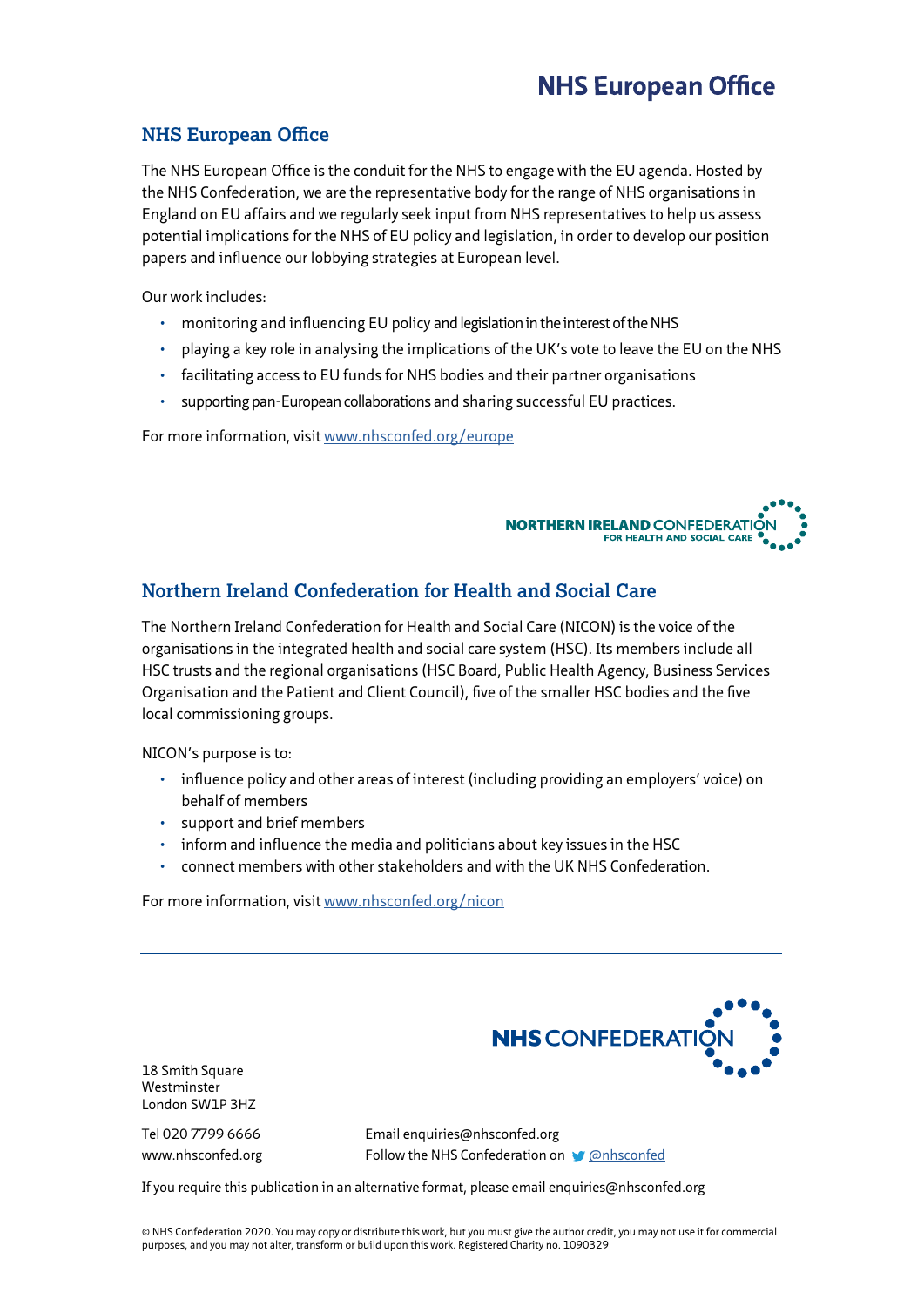# NHS European Office

## NHS European Office

The NHS European Office is the conduit for the NHS to engage with the EU agenda. Hosted by the NHS Confederation, we are the representative body for the range of NHS organisations in England on EU affairs and we regularly seek input from NHS representatives to help us assess potential implications for the NHS of EU policy and legislation, in order to develop our position papers and influence our lobbying strategies at European level.

Our work includes:

- monitoring and influencing EU policy and legislation in the interest of the NHS
- playing a key role in analysing the implications of the UK's vote to leave the EU on the NHS
- facilitating access to EU funds for NHS bodies and their partner organisations
- supporting pan-European collaborations and sharing successful EU practices.

For more information, visit [www.nhsconfed.org/europe](www.nhsconfed.org/europe)

NORTHERN IRELAND CONFEDERATION FOR HEALTH AND SOCIAL CARE

## Northern Ireland Confederation for Health and Social Care

The Northern Ireland Confederation for Health and Social Care (NICON) is the voice of the organisations in the integrated health and social care system (HSC). Its members include all HSC trusts and the regional organisations (HSC Board, Public Health Agency, Business Services Organisation and the Patient and Client Council), five of the smaller HSC bodies and the five local commissioning groups.

NICON's purpose is to:

- influence policy and other areas of interest (including providing an employers' voice) on behalf of members
- support and brief members
- inform and influence the media and politicians about key issues in the HSC
- connect members with other stakeholders and with the UK NHS Confederation.

For more information, visit [www.nhsconfed.org/nicon](www.nhsconfed.org/nicon)

---

NHS CONFEDERATION

18 Smith Square
Westminster
London SW1P 3HZ

Tel 020 7799 6666
www.nhsconfed.org

Email enquiries@nhsconfed.org
Follow the NHS Confederation on @nhsconfed

If you require this publication in an alternative format, please email enquiries@nhsconfed.org

© NHS Confederation 2020. You may copy or distribute this work, but you must give the author credit, you may not use it for commercial purposes, and you may not alter, transform or build upon this work. Registered Charity no. 1090329